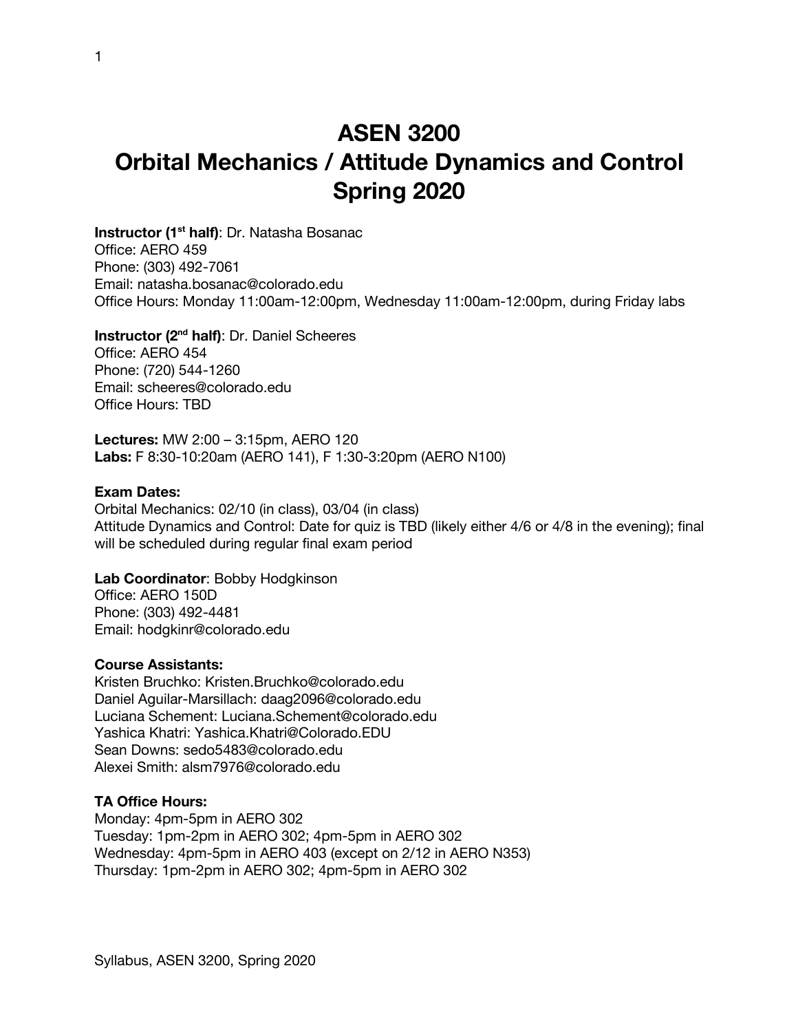# ASEN 3200
# Orbital Mechanics / Attitude Dynamics and Control
# Spring 2020

**Instructor (1st half)**: Dr. Natasha Bosanac
Office: AERO 459
Phone: (303) 492-7061
Email: natasha.bosanac@colorado.edu
Office Hours: Monday 11:00am-12:00pm, Wednesday 11:00am-12:00pm, during Friday labs

**Instructor (2nd half)**: Dr. Daniel Scheeres
Office: AERO 454
Phone: (720) 544-1260
Email: scheeres@colorado.edu
Office Hours: TBD

**Lectures:** MW 2:00 – 3:15pm, AERO 120
**Labs:** F 8:30-10:20am (AERO 141), F 1:30-3:20pm (AERO N100)

**Exam Dates:**
Orbital Mechanics: 02/10 (in class), 03/04 (in class)
Attitude Dynamics and Control: Date for quiz is TBD (likely either 4/6 or 4/8 in the evening); final will be scheduled during regular final exam period

**Lab Coordinator**: Bobby Hodgkinson
Office: AERO 150D
Phone: (303) 492-4481
Email: hodgkinr@colorado.edu

**Course Assistants:**
Kristen Bruchko: Kristen.Bruchko@colorado.edu
Daniel Aguilar-Marsillach: daag2096@colorado.edu
Luciana Schement: Luciana.Schement@colorado.edu
Yashica Khatri: Yashica.Khatri@Colorado.EDU
Sean Downs: sedo5483@colorado.edu
Alexei Smith: alsm7976@colorado.edu

**TA Office Hours:**
Monday: 4pm-5pm in AERO 302
Tuesday: 1pm-2pm in AERO 302; 4pm-5pm in AERO 302
Wednesday: 4pm-5pm in AERO 403 (except on 2/12 in AERO N353)
Thursday: 1pm-2pm in AERO 302; 4pm-5pm in AERO 302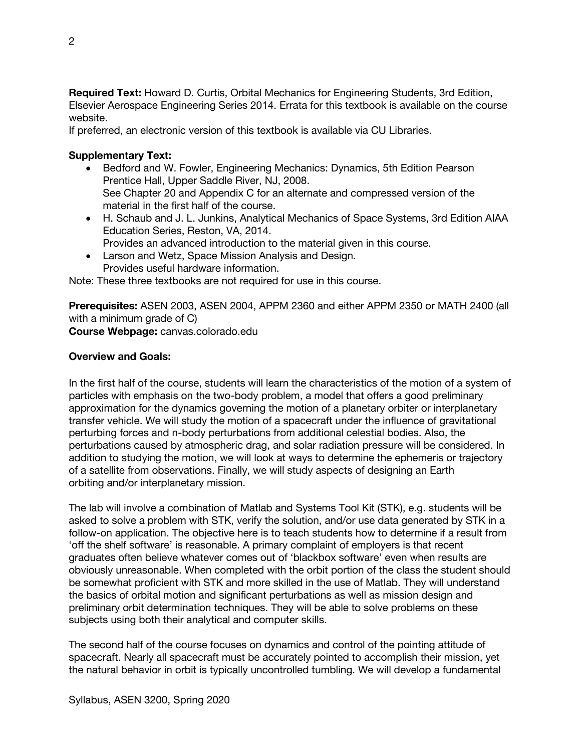**Required Text:** Howard D. Curtis, Orbital Mechanics for Engineering Students, 3rd Edition, Elsevier Aerospace Engineering Series 2014. Errata for this textbook is available on the course website.
If preferred, an electronic version of this textbook is available via CU Libraries.

**Supplementary Text:**

- Bedford and W. Fowler, Engineering Mechanics: Dynamics, 5th Edition Pearson Prentice Hall, Upper Saddle River, NJ, 2008.
  See Chapter 20 and Appendix C for an alternate and compressed version of the material in the first half of the course.
- H. Schaub and J. L. Junkins, Analytical Mechanics of Space Systems, 3rd Edition AIAA Education Series, Reston, VA, 2014.
  Provides an advanced introduction to the material given in this course.
- Larson and Wetz, Space Mission Analysis and Design.
  Provides useful hardware information.

Note: These three textbooks are not required for use in this course.

**Prerequisites:** ASEN 2003, ASEN 2004, APPM 2360 and either APPM 2350 or MATH 2400 (all with a minimum grade of C)
**Course Webpage:** canvas.colorado.edu

**Overview and Goals:**

In the first half of the course, students will learn the characteristics of the motion of a system of particles with emphasis on the two-body problem, a model that offers a good preliminary approximation for the dynamics governing the motion of a planetary orbiter or interplanetary transfer vehicle. We will study the motion of a spacecraft under the influence of gravitational perturbing forces and n-body perturbations from additional celestial bodies. Also, the perturbations caused by atmospheric drag, and solar radiation pressure will be considered. In addition to studying the motion, we will look at ways to determine the ephemeris or trajectory of a satellite from observations. Finally, we will study aspects of designing an Earth orbiting and/or interplanetary mission.

The lab will involve a combination of Matlab and Systems Tool Kit (STK), e.g. students will be asked to solve a problem with STK, verify the solution, and/or use data generated by STK in a follow-on application. The objective here is to teach students how to determine if a result from 'off the shelf software' is reasonable. A primary complaint of employers is that recent graduates often believe whatever comes out of 'blackbox software' even when results are obviously unreasonable. When completed with the orbit portion of the class the student should be somewhat proficient with STK and more skilled in the use of Matlab. They will understand the basics of orbital motion and significant perturbations as well as mission design and preliminary orbit determination techniques. They will be able to solve problems on these subjects using both their analytical and computer skills.

The second half of the course focuses on dynamics and control of the pointing attitude of spacecraft. Nearly all spacecraft must be accurately pointed to accomplish their mission, yet the natural behavior in orbit is typically uncontrolled tumbling. We will develop a fundamental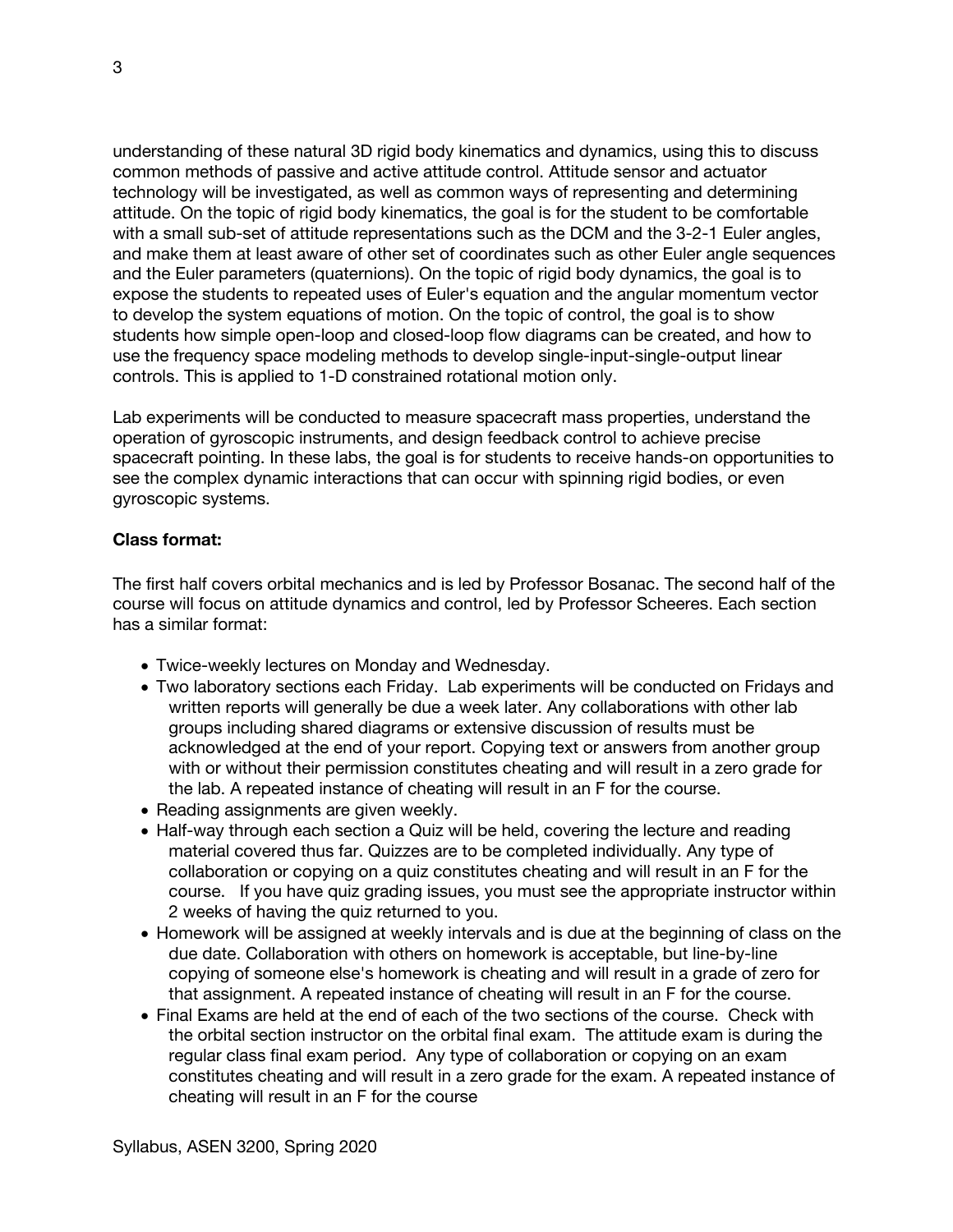understanding of these natural 3D rigid body kinematics and dynamics, using this to discuss common methods of passive and active attitude control. Attitude sensor and actuator technology will be investigated, as well as common ways of representing and determining attitude. On the topic of rigid body kinematics, the goal is for the student to be comfortable with a small sub-set of attitude representations such as the DCM and the 3-2-1 Euler angles, and make them at least aware of other set of coordinates such as other Euler angle sequences and the Euler parameters (quaternions). On the topic of rigid body dynamics, the goal is to expose the students to repeated uses of Euler's equation and the angular momentum vector to develop the system equations of motion. On the topic of control, the goal is to show students how simple open-loop and closed-loop flow diagrams can be created, and how to use the frequency space modeling methods to develop single-input-single-output linear controls. This is applied to 1-D constrained rotational motion only.

Lab experiments will be conducted to measure spacecraft mass properties, understand the operation of gyroscopic instruments, and design feedback control to achieve precise spacecraft pointing. In these labs, the goal is for students to receive hands-on opportunities to see the complex dynamic interactions that can occur with spinning rigid bodies, or even gyroscopic systems.

**Class format:**

The first half covers orbital mechanics and is led by Professor Bosanac. The second half of the course will focus on attitude dynamics and control, led by Professor Scheeres. Each section has a similar format:

- Twice-weekly lectures on Monday and Wednesday.
- Two laboratory sections each Friday. Lab experiments will be conducted on Fridays and written reports will generally be due a week later. Any collaborations with other lab groups including shared diagrams or extensive discussion of results must be acknowledged at the end of your report. Copying text or answers from another group with or without their permission constitutes cheating and will result in a zero grade for the lab. A repeated instance of cheating will result in an F for the course.
- Reading assignments are given weekly.
- Half-way through each section a Quiz will be held, covering the lecture and reading material covered thus far. Quizzes are to be completed individually. Any type of collaboration or copying on a quiz constitutes cheating and will result in an F for the course. If you have quiz grading issues, you must see the appropriate instructor within 2 weeks of having the quiz returned to you.
- Homework will be assigned at weekly intervals and is due at the beginning of class on the due date. Collaboration with others on homework is acceptable, but line-by-line copying of someone else's homework is cheating and will result in a grade of zero for that assignment. A repeated instance of cheating will result in an F for the course.
- Final Exams are held at the end of each of the two sections of the course. Check with the orbital section instructor on the orbital final exam. The attitude exam is during the regular class final exam period. Any type of collaboration or copying on an exam constitutes cheating and will result in a zero grade for the exam. A repeated instance of cheating will result in an F for the course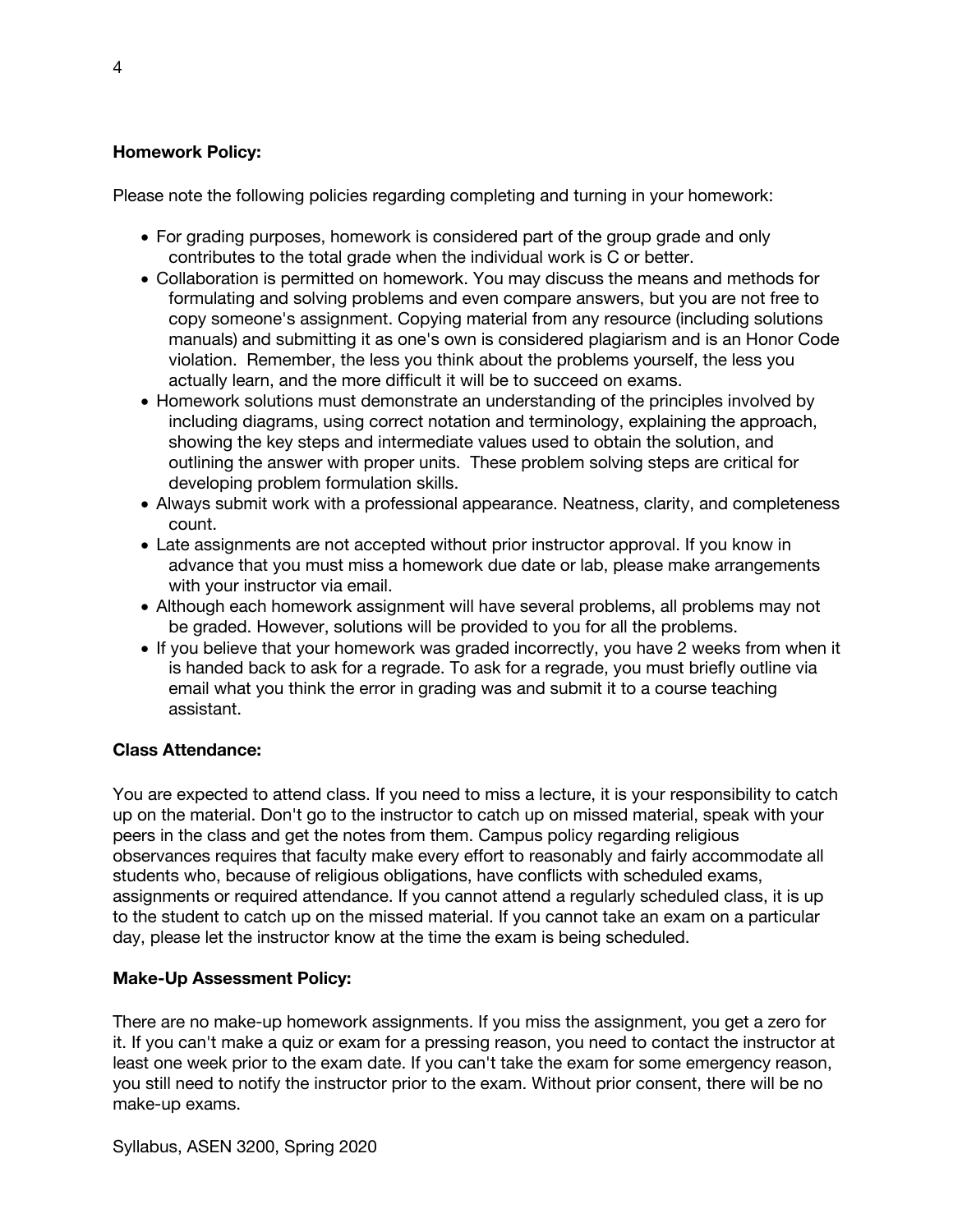**Homework Policy:**

Please note the following policies regarding completing and turning in your homework:

- For grading purposes, homework is considered part of the group grade and only contributes to the total grade when the individual work is C or better.
- Collaboration is permitted on homework. You may discuss the means and methods for formulating and solving problems and even compare answers, but you are not free to copy someone's assignment. Copying material from any resource (including solutions manuals) and submitting it as one's own is considered plagiarism and is an Honor Code violation. Remember, the less you think about the problems yourself, the less you actually learn, and the more difficult it will be to succeed on exams.
- Homework solutions must demonstrate an understanding of the principles involved by including diagrams, using correct notation and terminology, explaining the approach, showing the key steps and intermediate values used to obtain the solution, and outlining the answer with proper units. These problem solving steps are critical for developing problem formulation skills.
- Always submit work with a professional appearance. Neatness, clarity, and completeness count.
- Late assignments are not accepted without prior instructor approval. If you know in advance that you must miss a homework due date or lab, please make arrangements with your instructor via email.
- Although each homework assignment will have several problems, all problems may not be graded. However, solutions will be provided to you for all the problems.
- If you believe that your homework was graded incorrectly, you have 2 weeks from when it is handed back to ask for a regrade. To ask for a regrade, you must briefly outline via email what you think the error in grading was and submit it to a course teaching assistant.

**Class Attendance:**

You are expected to attend class. If you need to miss a lecture, it is your responsibility to catch up on the material. Don't go to the instructor to catch up on missed material, speak with your peers in the class and get the notes from them. Campus policy regarding religious observances requires that faculty make every effort to reasonably and fairly accommodate all students who, because of religious obligations, have conflicts with scheduled exams, assignments or required attendance. If you cannot attend a regularly scheduled class, it is up to the student to catch up on the missed material. If you cannot take an exam on a particular day, please let the instructor know at the time the exam is being scheduled.

**Make-Up Assessment Policy:**

There are no make-up homework assignments. If you miss the assignment, you get a zero for it. If you can't make a quiz or exam for a pressing reason, you need to contact the instructor at least one week prior to the exam date. If you can't take the exam for some emergency reason, you still need to notify the instructor prior to the exam. Without prior consent, there will be no make-up exams.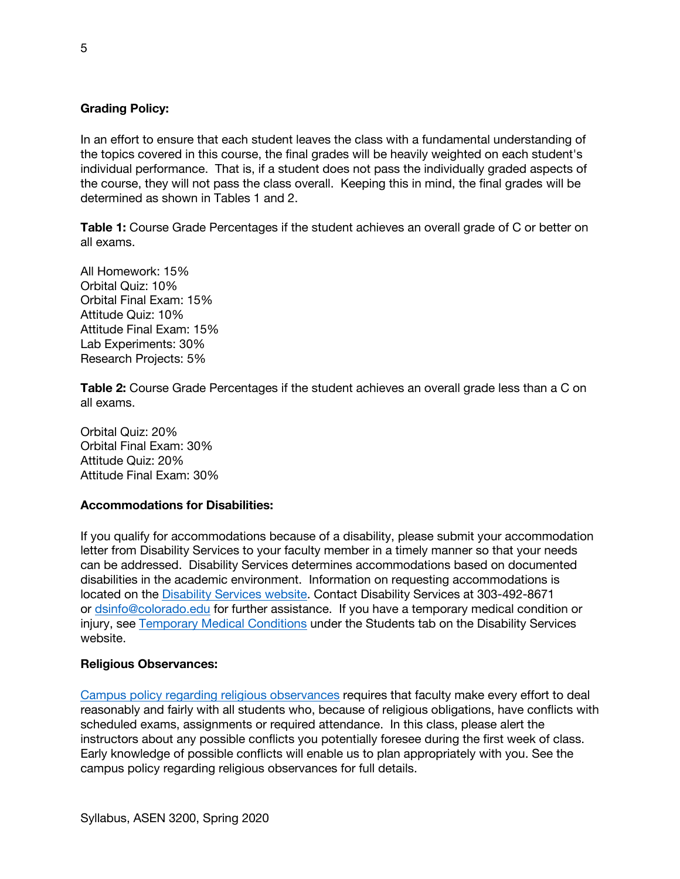**Grading Policy:**

In an effort to ensure that each student leaves the class with a fundamental understanding of the topics covered in this course, the final grades will be heavily weighted on each student's individual performance. That is, if a student does not pass the individually graded aspects of the course, they will not pass the class overall. Keeping this in mind, the final grades will be determined as shown in Tables 1 and 2.

**Table 1:** Course Grade Percentages if the student achieves an overall grade of C or better on all exams.

All Homework: 15%
Orbital Quiz: 10%
Orbital Final Exam: 15%
Attitude Quiz: 10%
Attitude Final Exam: 15%
Lab Experiments: 30%
Research Projects: 5%

**Table 2:** Course Grade Percentages if the student achieves an overall grade less than a C on all exams.

Orbital Quiz: 20%
Orbital Final Exam: 30%
Attitude Quiz: 20%
Attitude Final Exam: 30%

**Accommodations for Disabilities:**

If you qualify for accommodations because of a disability, please submit your accommodation letter from Disability Services to your faculty member in a timely manner so that your needs can be addressed. Disability Services determines accommodations based on documented disabilities in the academic environment. Information on requesting accommodations is located on the Disability Services website. Contact Disability Services at 303-492-8671 or dsinfo@colorado.edu for further assistance. If you have a temporary medical condition or injury, see Temporary Medical Conditions under the Students tab on the Disability Services website.

**Religious Observances:**

Campus policy regarding religious observances requires that faculty make every effort to deal reasonably and fairly with all students who, because of religious obligations, have conflicts with scheduled exams, assignments or required attendance. In this class, please alert the instructors about any possible conflicts you potentially foresee during the first week of class. Early knowledge of possible conflicts will enable us to plan appropriately with you. See the campus policy regarding religious observances for full details.

Syllabus, ASEN 3200, Spring 2020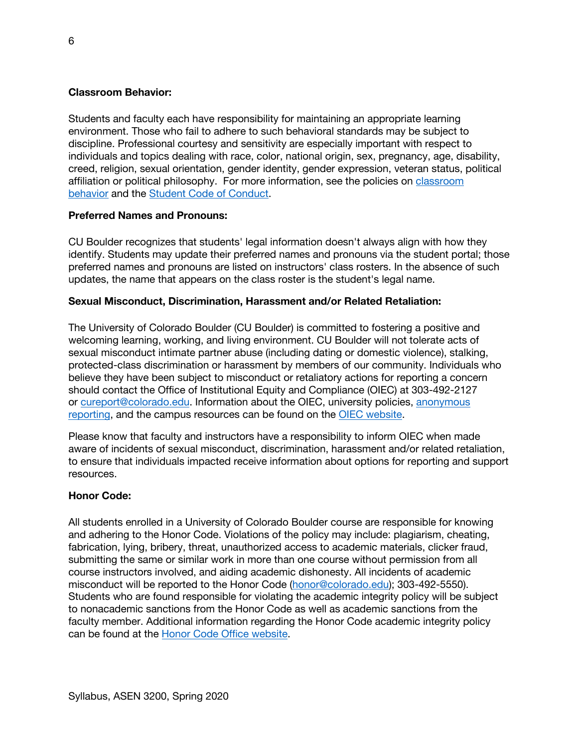**Classroom Behavior:**

Students and faculty each have responsibility for maintaining an appropriate learning environment. Those who fail to adhere to such behavioral standards may be subject to discipline. Professional courtesy and sensitivity are especially important with respect to individuals and topics dealing with race, color, national origin, sex, pregnancy, age, disability, creed, religion, sexual orientation, gender identity, gender expression, veteran status, political affiliation or political philosophy. For more information, see the policies on classroom behavior and the Student Code of Conduct.

**Preferred Names and Pronouns:**

CU Boulder recognizes that students' legal information doesn't always align with how they identify. Students may update their preferred names and pronouns via the student portal; those preferred names and pronouns are listed on instructors' class rosters. In the absence of such updates, the name that appears on the class roster is the student's legal name.

**Sexual Misconduct, Discrimination, Harassment and/or Related Retaliation:**

The University of Colorado Boulder (CU Boulder) is committed to fostering a positive and welcoming learning, working, and living environment. CU Boulder will not tolerate acts of sexual misconduct intimate partner abuse (including dating or domestic violence), stalking, protected-class discrimination or harassment by members of our community. Individuals who believe they have been subject to misconduct or retaliatory actions for reporting a concern should contact the Office of Institutional Equity and Compliance (OIEC) at 303-492-2127 or cureport@colorado.edu. Information about the OIEC, university policies, anonymous reporting, and the campus resources can be found on the OIEC website.

Please know that faculty and instructors have a responsibility to inform OIEC when made aware of incidents of sexual misconduct, discrimination, harassment and/or related retaliation, to ensure that individuals impacted receive information about options for reporting and support resources.

**Honor Code:**

All students enrolled in a University of Colorado Boulder course are responsible for knowing and adhering to the Honor Code. Violations of the policy may include: plagiarism, cheating, fabrication, lying, bribery, threat, unauthorized access to academic materials, clicker fraud, submitting the same or similar work in more than one course without permission from all course instructors involved, and aiding academic dishonesty. All incidents of academic misconduct will be reported to the Honor Code (honor@colorado.edu); 303-492-5550). Students who are found responsible for violating the academic integrity policy will be subject to nonacademic sanctions from the Honor Code as well as academic sanctions from the faculty member. Additional information regarding the Honor Code academic integrity policy can be found at the Honor Code Office website.